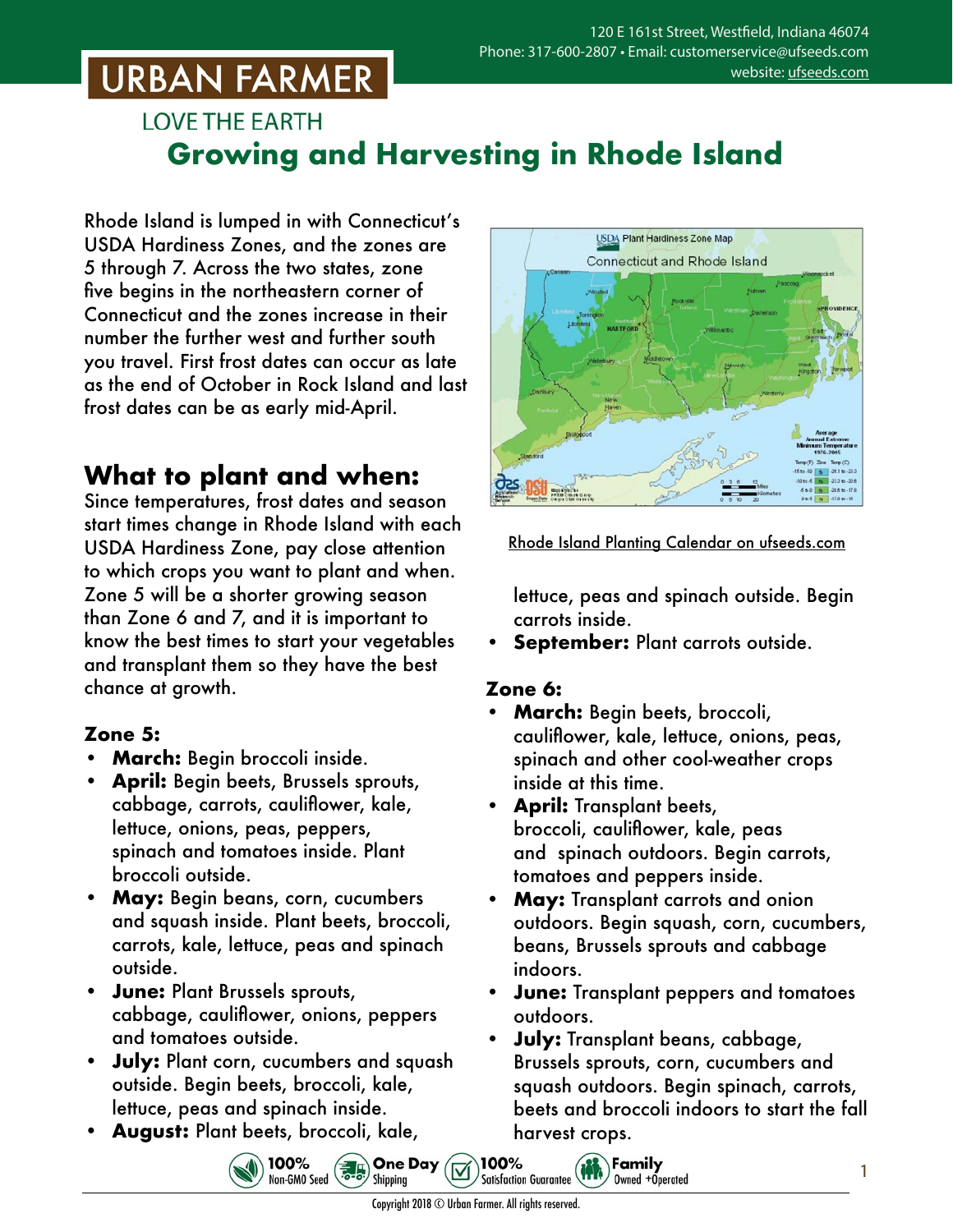# URBAN FARMER

LOVE THE EARTH

120 E 161st Street, Westfield, Indiana 46074
Phone: 317-600-2807 • Email: customerservice@ufseeds.com
website: ufseeds.com

## Growing and Harvesting in Rhode Island

Rhode Island is lumped in with Connecticut's USDA Hardiness Zones, and the zones are 5 through 7. Across the two states, zone five begins in the northeastern corner of Connecticut and the zones increase in their number the further west and further south you travel. First frost dates can occur as late as the end of October in Rock Island and last frost dates can be as early mid-April.

USDA Plant Hardiness Zone Map
Connecticut and Rhode Island

Rhode Island Planting Calendar on ufseeds.com

## What to plant and when:

Since temperatures, frost dates and season start times change in Rhode Island with each USDA Hardiness Zone, pay close attention to which crops you want to plant and when. Zone 5 will be a shorter growing season than Zone 6 and 7, and it is important to know the best times to start your vegetables and transplant them so they have the best chance at growth.

### Zone 5:

- **March:** Begin broccoli inside.
- **April:** Begin beets, Brussels sprouts, cabbage, carrots, cauliflower, kale, lettuce, onions, peas, peppers, spinach and tomatoes inside. Plant broccoli outside.
- **May:** Begin beans, corn, cucumbers and squash inside. Plant beets, broccoli, carrots, kale, lettuce, peas and spinach outside.
- **June:** Plant Brussels sprouts, cabbage, cauliflower, onions, peppers and tomatoes outside.
- **July:** Plant corn, cucumbers and squash outside. Begin beets, broccoli, kale, lettuce, peas and spinach inside.
- **August:** Plant beets, broccoli, kale, lettuce, peas and spinach outside. Begin carrots inside.
- **September:** Plant carrots outside.

### Zone 6:

- **March:** Begin beets, broccoli, cauliflower, kale, lettuce, onions, peas, spinach and other cool-weather crops inside at this time.
- **April:** Transplant beets, broccoli, cauliflower, kale, peas and spinach outdoors. Begin carrots, tomatoes and peppers inside.
- **May:** Transplant carrots and onion outdoors. Begin squash, corn, cucumbers, beans, Brussels sprouts and cabbage indoors.
- **June:** Transplant peppers and tomatoes outdoors.
- **July:** Transplant beans, cabbage, Brussels sprouts, corn, cucumbers and squash outdoors. Begin spinach, carrots, beets and broccoli indoors to start the fall harvest crops.

100% Non-GMO Seed · One Day Shipping · 100% Satisfaction Guarantee · Family Owned +Operated

Copyright 2018 © Urban Farmer. All rights reserved.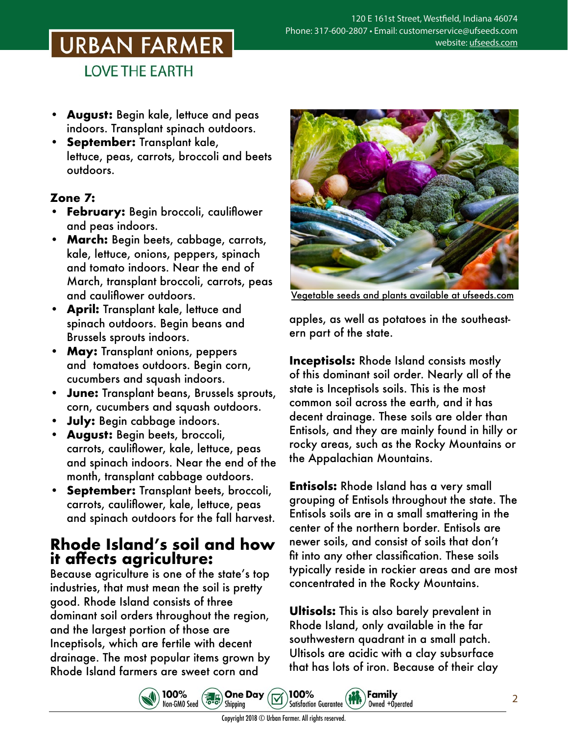- **August:** Begin kale, lettuce and peas indoors. Transplant spinach outdoors.
- **September:** Transplant kale, lettuce, peas, carrots, broccoli and beets outdoors.

**Zone 7:**

- **February:** Begin broccoli, cauliflower and peas indoors.
- **March:** Begin beets, cabbage, carrots, kale, lettuce, onions, peppers, spinach and tomato indoors. Near the end of March, transplant broccoli, carrots, peas and cauliflower outdoors.
- **April:** Transplant kale, lettuce and spinach outdoors. Begin beans and Brussels sprouts indoors.
- **May:** Transplant onions, peppers and tomatoes outdoors. Begin corn, cucumbers and squash indoors.
- **June:** Transplant beans, Brussels sprouts, corn, cucumbers and squash outdoors.
- **July:** Begin cabbage indoors.
- **August:** Begin beets, broccoli, carrots, cauliflower, kale, lettuce, peas and spinach indoors. Near the end of the month, transplant cabbage outdoors.
- **September:** Transplant beets, broccoli, carrots, cauliflower, kale, lettuce, peas and spinach outdoors for the fall harvest.

## Rhode Island's soil and how it affects agriculture:

Because agriculture is one of the state's top industries, that must mean the soil is pretty good. Rhode Island consists of three dominant soil orders throughout the region, and the largest portion of those are Inceptisols, which are fertile with decent drainage. The most popular items grown by Rhode Island farmers are sweet corn and apples, as well as potatoes in the southeastern part of the state.

Vegetable seeds and plants available at ufseeds.com

**Inceptisols:** Rhode Island consists mostly of this dominant soil order. Nearly all of the state is Inceptisols soils. This is the most common soil across the earth, and it has decent drainage. These soils are older than Entisols, and they are mainly found in hilly or rocky areas, such as the Rocky Mountains or the Appalachian Mountains.

**Entisols:** Rhode Island has a very small grouping of Entisols throughout the state. The Entisols soils are in a small smattering in the center of the northern border. Entisols are newer soils, and consist of soils that don't fit into any other classification. These soils typically reside in rockier areas and are most concentrated in the Rocky Mountains.

**Ultisols:** This is also barely prevalent in Rhode Island, only available in the far southwestern quadrant in a small patch. Ultisols are acidic with a clay subsurface that has lots of iron. Because of their clay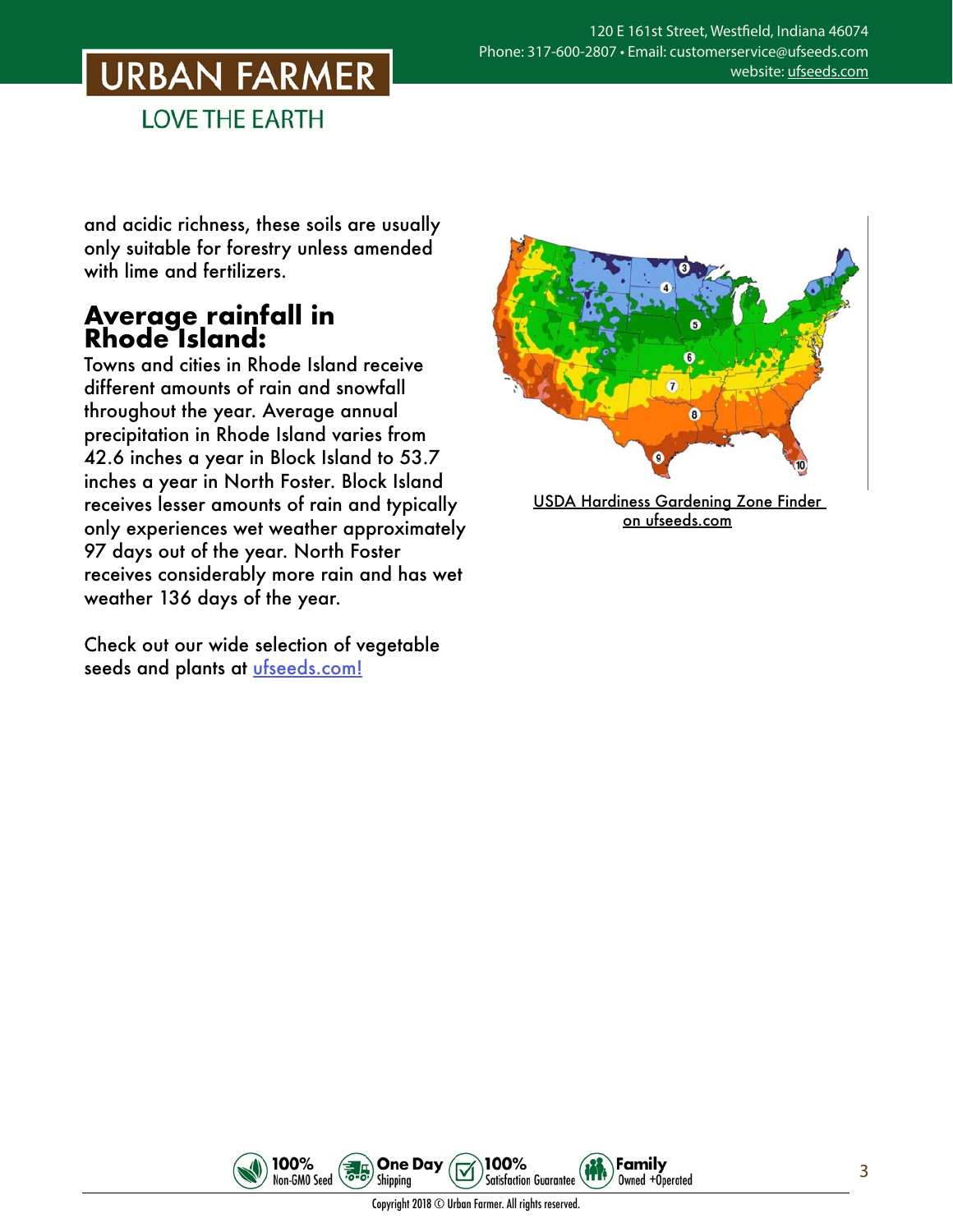and acidic richness, these soils are usually only suitable for forestry unless amended with lime and fertilizers.

## Average rainfall in Rhode Island:

Towns and cities in Rhode Island receive different amounts of rain and snowfall throughout the year. Average annual precipitation in Rhode Island varies from 42.6 inches a year in Block Island to 53.7 inches a year in North Foster. Block Island receives lesser amounts of rain and typically only experiences wet weather approximately 97 days out of the year. North Foster receives considerably more rain and has wet weather 136 days of the year.

Check out our wide selection of vegetable seeds and plants at ufseeds.com!

3
4
5
6
7
8
9
10

USDA Hardiness Gardening Zone Finder on ufseeds.com